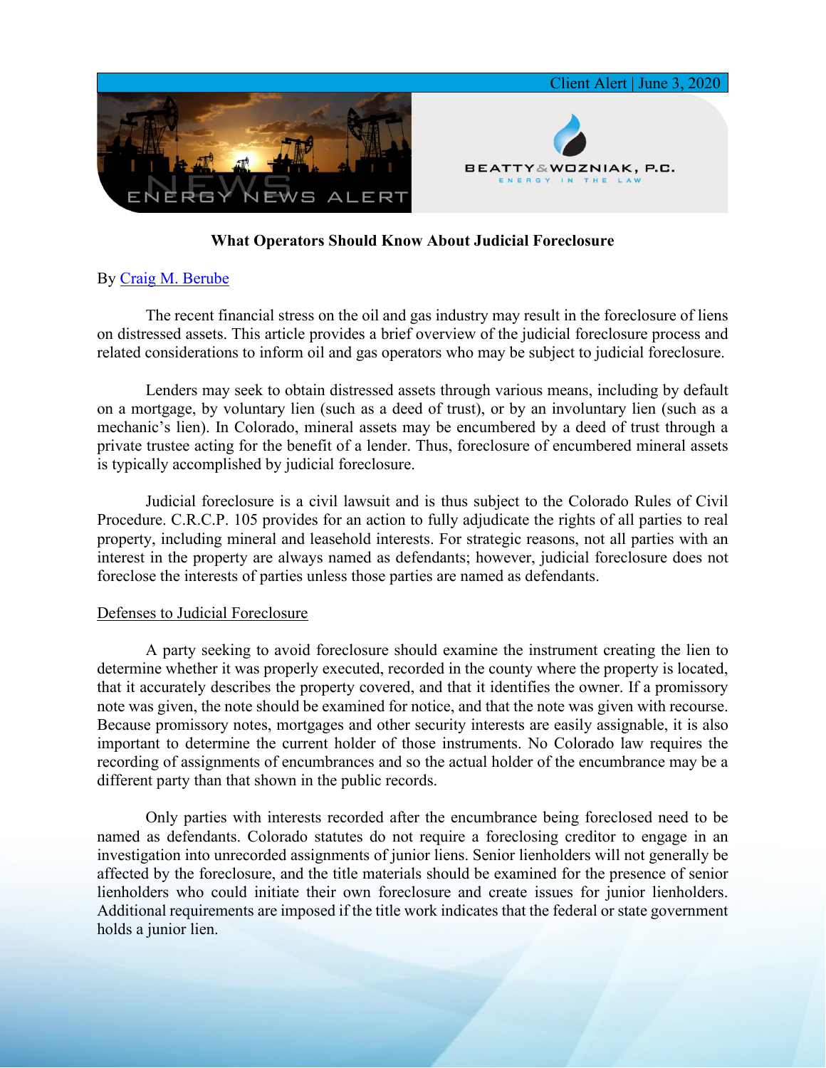Client Alert | June 3, 2020

# What Operators Should Know About Judicial Foreclosure

By Craig M. Berube

The recent financial stress on the oil and gas industry may result in the foreclosure of liens on distressed assets. This article provides a brief overview of the judicial foreclosure process and related considerations to inform oil and gas operators who may be subject to judicial foreclosure.

Lenders may seek to obtain distressed assets through various means, including by default on a mortgage, by voluntary lien (such as a deed of trust), or by an involuntary lien (such as a mechanic's lien). In Colorado, mineral assets may be encumbered by a deed of trust through a private trustee acting for the benefit of a lender. Thus, foreclosure of encumbered mineral assets is typically accomplished by judicial foreclosure.

Judicial foreclosure is a civil lawsuit and is thus subject to the Colorado Rules of Civil Procedure. C.R.C.P. 105 provides for an action to fully adjudicate the rights of all parties to real property, including mineral and leasehold interests. For strategic reasons, not all parties with an interest in the property are always named as defendants; however, judicial foreclosure does not foreclose the interests of parties unless those parties are named as defendants.

## Defenses to Judicial Foreclosure

A party seeking to avoid foreclosure should examine the instrument creating the lien to determine whether it was properly executed, recorded in the county where the property is located, that it accurately describes the property covered, and that it identifies the owner. If a promissory note was given, the note should be examined for notice, and that the note was given with recourse. Because promissory notes, mortgages and other security interests are easily assignable, it is also important to determine the current holder of those instruments. No Colorado law requires the recording of assignments of encumbrances and so the actual holder of the encumbrance may be a different party than that shown in the public records.

Only parties with interests recorded after the encumbrance being foreclosed need to be named as defendants. Colorado statutes do not require a foreclosing creditor to engage in an investigation into unrecorded assignments of junior liens. Senior lienholders will not generally be affected by the foreclosure, and the title materials should be examined for the presence of senior lienholders who could initiate their own foreclosure and create issues for junior lienholders. Additional requirements are imposed if the title work indicates that the federal or state government holds a junior lien.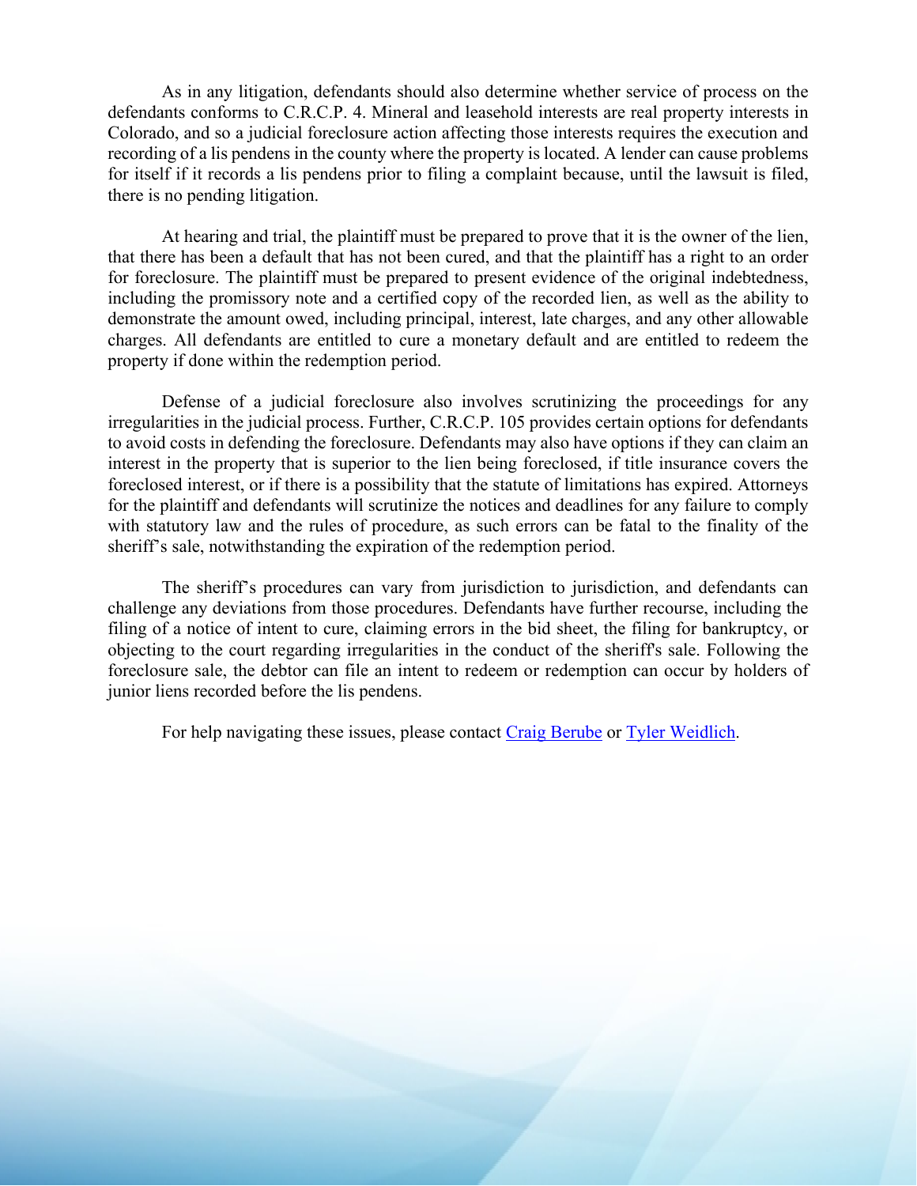As in any litigation, defendants should also determine whether service of process on the defendants conforms to C.R.C.P. 4. Mineral and leasehold interests are real property interests in Colorado, and so a judicial foreclosure action affecting those interests requires the execution and recording of a lis pendens in the county where the property is located. A lender can cause problems for itself if it records a lis pendens prior to filing a complaint because, until the lawsuit is filed, there is no pending litigation.

At hearing and trial, the plaintiff must be prepared to prove that it is the owner of the lien, that there has been a default that has not been cured, and that the plaintiff has a right to an order for foreclosure. The plaintiff must be prepared to present evidence of the original indebtedness, including the promissory note and a certified copy of the recorded lien, as well as the ability to demonstrate the amount owed, including principal, interest, late charges, and any other allowable charges. All defendants are entitled to cure a monetary default and are entitled to redeem the property if done within the redemption period.

Defense of a judicial foreclosure also involves scrutinizing the proceedings for any irregularities in the judicial process. Further, C.R.C.P. 105 provides certain options for defendants to avoid costs in defending the foreclosure. Defendants may also have options if they can claim an interest in the property that is superior to the lien being foreclosed, if title insurance covers the foreclosed interest, or if there is a possibility that the statute of limitations has expired. Attorneys for the plaintiff and defendants will scrutinize the notices and deadlines for any failure to comply with statutory law and the rules of procedure, as such errors can be fatal to the finality of the sheriff's sale, notwithstanding the expiration of the redemption period.

The sheriff's procedures can vary from jurisdiction to jurisdiction, and defendants can challenge any deviations from those procedures. Defendants have further recourse, including the filing of a notice of intent to cure, claiming errors in the bid sheet, the filing for bankruptcy, or objecting to the court regarding irregularities in the conduct of the sheriff's sale. Following the foreclosure sale, the debtor can file an intent to redeem or redemption can occur by holders of junior liens recorded before the lis pendens.

For help navigating these issues, please contact Craig Berube or Tyler Weidlich.